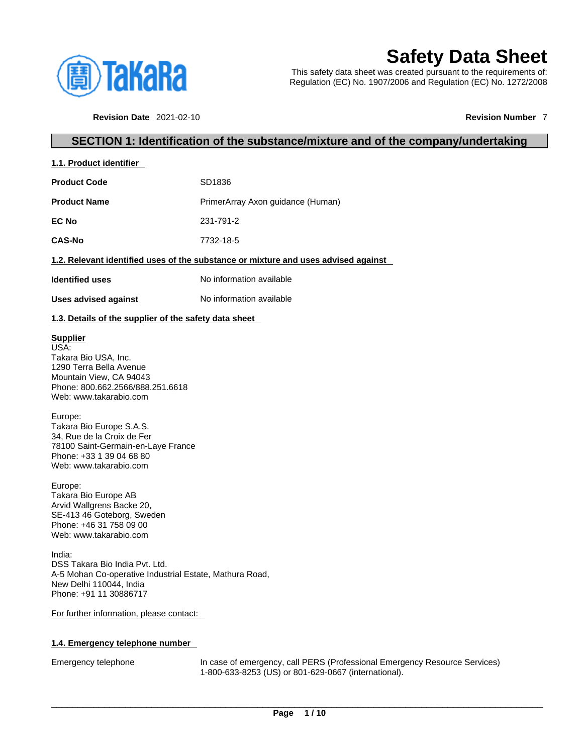# Safety Data Sheet

This safety data sheet was created pursuant to the requirements of:
Regulation (EC) No. 1907/2006 and Regulation (EC) No. 1272/2008

**Revision Date** 2021-02-10 **Revision Number** 7

## SECTION 1: Identification of the substance/mixture and of the company/undertaking

### 1.1. Product identifier

**Product Code** SD1836

**Product Name** PrimerArray Axon guidance (Human)

**EC No** 231-791-2

**CAS-No** 7732-18-5

### 1.2. Relevant identified uses of the substance or mixture and uses advised against

**Identified uses** No information available

**Uses advised against** No information available

### 1.3. Details of the supplier of the safety data sheet

**Supplier**
USA:
Takara Bio USA, Inc.
1290 Terra Bella Avenue
Mountain View, CA 94043
Phone: 800.662.2566/888.251.6618
Web: www.takarabio.com

Europe:
Takara Bio Europe S.A.S.
34, Rue de la Croix de Fer
78100 Saint-Germain-en-Laye France
Phone: +33 1 39 04 68 80
Web: www.takarabio.com

Europe:
Takara Bio Europe AB
Arvid Wallgrens Backe 20,
SE-413 46 Goteborg, Sweden
Phone: +46 31 758 09 00
Web: www.takarabio.com

India:
DSS Takara Bio India Pvt. Ltd.
A-5 Mohan Co-operative Industrial Estate, Mathura Road,
New Delhi 110044, India
Phone: +91 11 30886717

For further information, please contact:

### 1.4. Emergency telephone number

Emergency telephone In case of emergency, call PERS (Professional Emergency Resource Services) 1-800-633-8253 (US) or 801-629-0667 (international).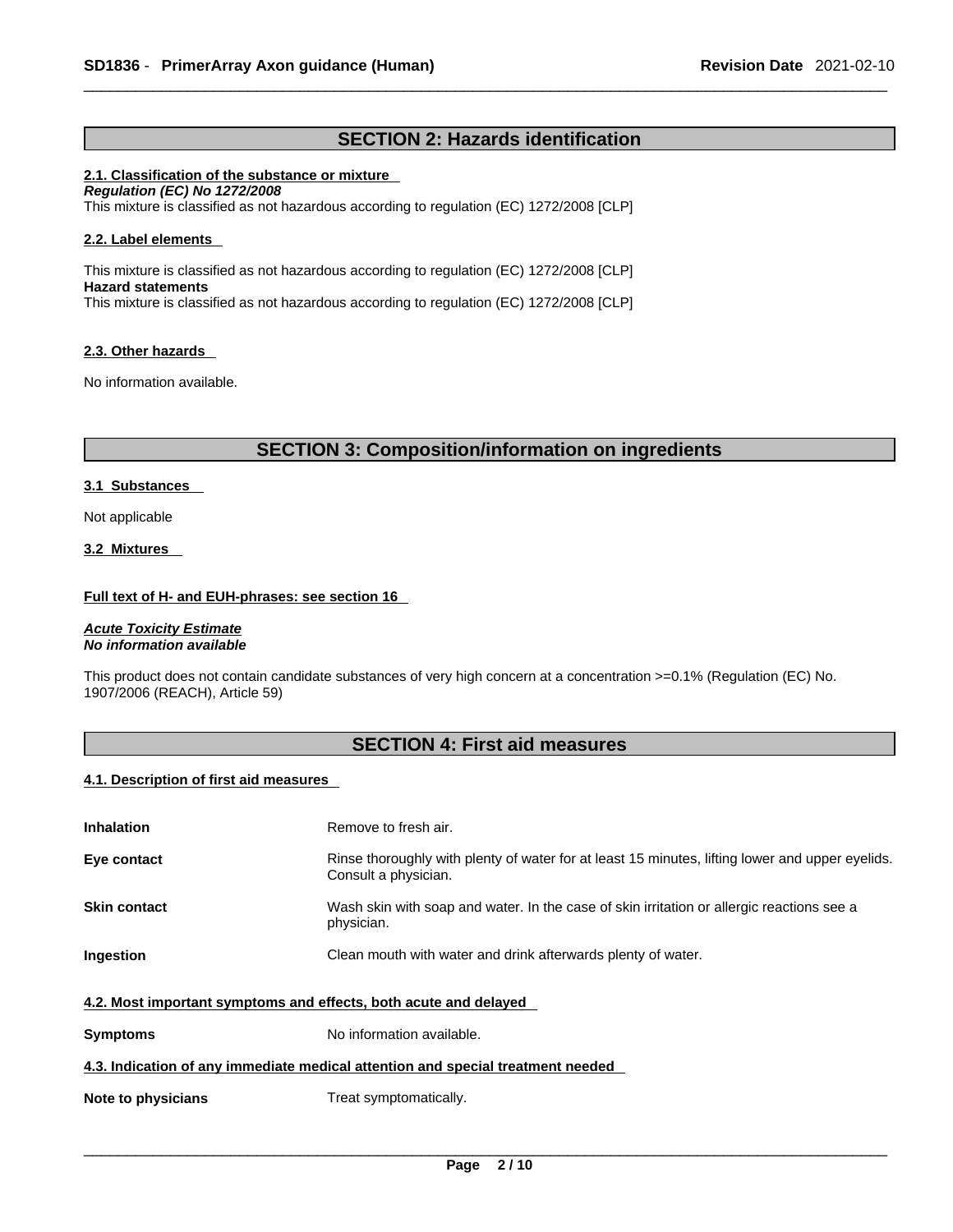## SECTION 2: Hazards identification

### 2.1. Classification of the substance or mixture

***Regulation (EC) No 1272/2008***

This mixture is classified as not hazardous according to regulation (EC) 1272/2008 [CLP]

### 2.2. Label elements

This mixture is classified as not hazardous according to regulation (EC) 1272/2008 [CLP]

**Hazard statements**

This mixture is classified as not hazardous according to regulation (EC) 1272/2008 [CLP]

### 2.3. Other hazards

No information available.

## SECTION 3: Composition/information on ingredients

### 3.1 Substances

Not applicable

### 3.2 Mixtures

**Full text of H- and EUH-phrases: see section 16**

***Acute Toxicity Estimate***

***No information available***

This product does not contain candidate substances of very high concern at a concentration >=0.1% (Regulation (EC) No. 1907/2006 (REACH), Article 59)

## SECTION 4: First aid measures

### 4.1. Description of first aid measures

| | |
|---|---|
| **Inhalation** | Remove to fresh air. |
| **Eye contact** | Rinse thoroughly with plenty of water for at least 15 minutes, lifting lower and upper eyelids. Consult a physician. |
| **Skin contact** | Wash skin with soap and water. In the case of skin irritation or allergic reactions see a physician. |
| **Ingestion** | Clean mouth with water and drink afterwards plenty of water. |

### 4.2. Most important symptoms and effects, both acute and delayed

| | |
|---|---|
| **Symptoms** | No information available. |

### 4.3. Indication of any immediate medical attention and special treatment needed

| | |
|---|---|
| **Note to physicians** | Treat symptomatically. |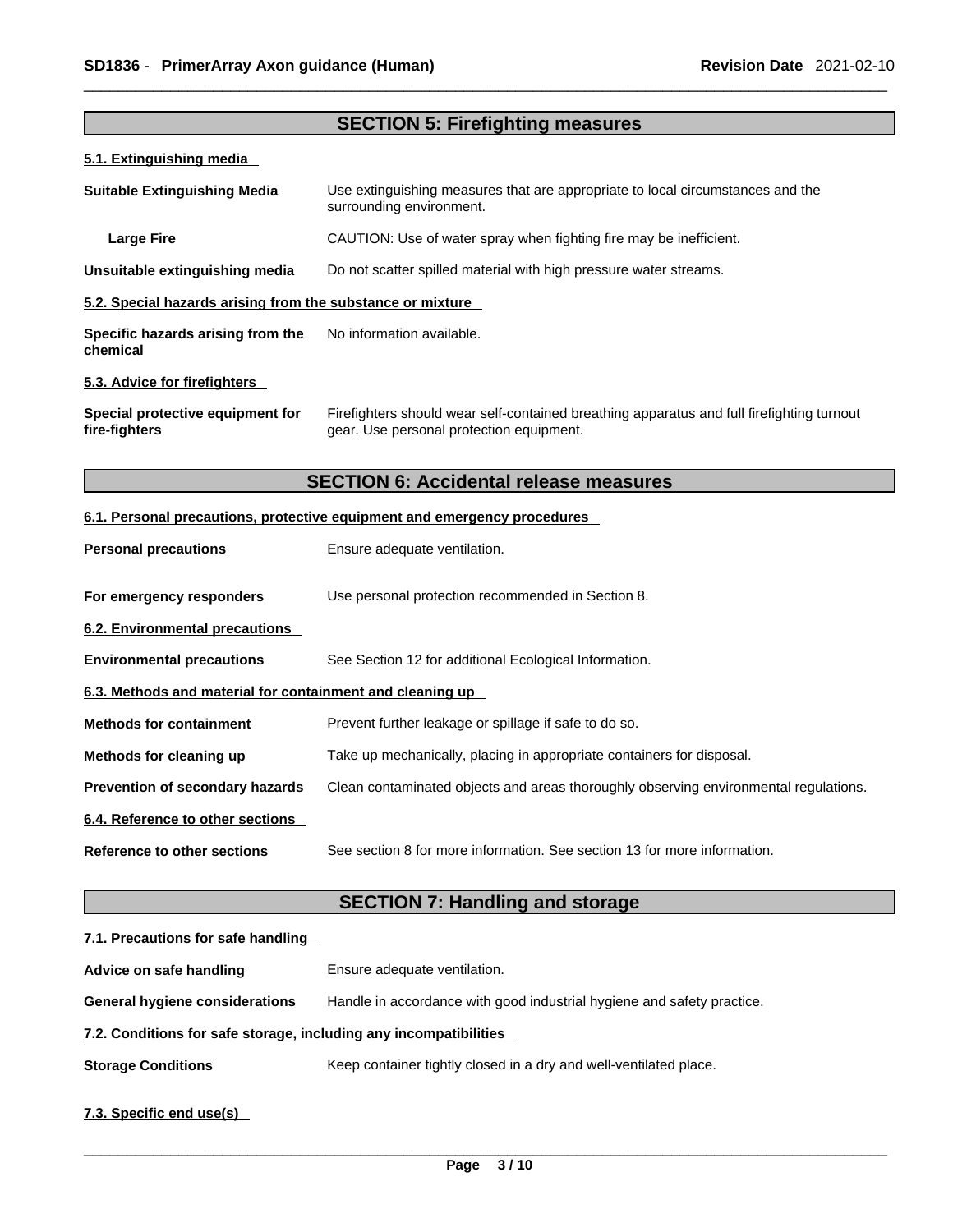## SECTION 5: Firefighting measures

### 5.1. Extinguishing media

| | |
|---|---|
| **Suitable Extinguishing Media** | Use extinguishing measures that are appropriate to local circumstances and the surrounding environment. |
| **Large Fire** | CAUTION: Use of water spray when fighting fire may be inefficient. |
| **Unsuitable extinguishing media** | Do not scatter spilled material with high pressure water streams. |

### 5.2. Special hazards arising from the substance or mixture

| | |
|---|---|
| **Specific hazards arising from the chemical** | No information available. |

### 5.3. Advice for firefighters

| | |
|---|---|
| **Special protective equipment for fire-fighters** | Firefighters should wear self-contained breathing apparatus and full firefighting turnout gear. Use personal protection equipment. |

## SECTION 6: Accidental release measures

### 6.1. Personal precautions, protective equipment and emergency procedures

| | |
|---|---|
| **Personal precautions** | Ensure adequate ventilation. |
| **For emergency responders** | Use personal protection recommended in Section 8. |

### 6.2. Environmental precautions

| | |
|---|---|
| **Environmental precautions** | See Section 12 for additional Ecological Information. |

### 6.3. Methods and material for containment and cleaning up

| | |
|---|---|
| **Methods for containment** | Prevent further leakage or spillage if safe to do so. |
| **Methods for cleaning up** | Take up mechanically, placing in appropriate containers for disposal. |
| **Prevention of secondary hazards** | Clean contaminated objects and areas thoroughly observing environmental regulations. |

### 6.4. Reference to other sections

| | |
|---|---|
| **Reference to other sections** | See section 8 for more information. See section 13 for more information. |

## SECTION 7: Handling and storage

### 7.1. Precautions for safe handling

| | |
|---|---|
| **Advice on safe handling** | Ensure adequate ventilation. |
| **General hygiene considerations** | Handle in accordance with good industrial hygiene and safety practice. |

### 7.2. Conditions for safe storage, including any incompatibilities

| | |
|---|---|
| **Storage Conditions** | Keep container tightly closed in a dry and well-ventilated place. |

### 7.3. Specific end use(s)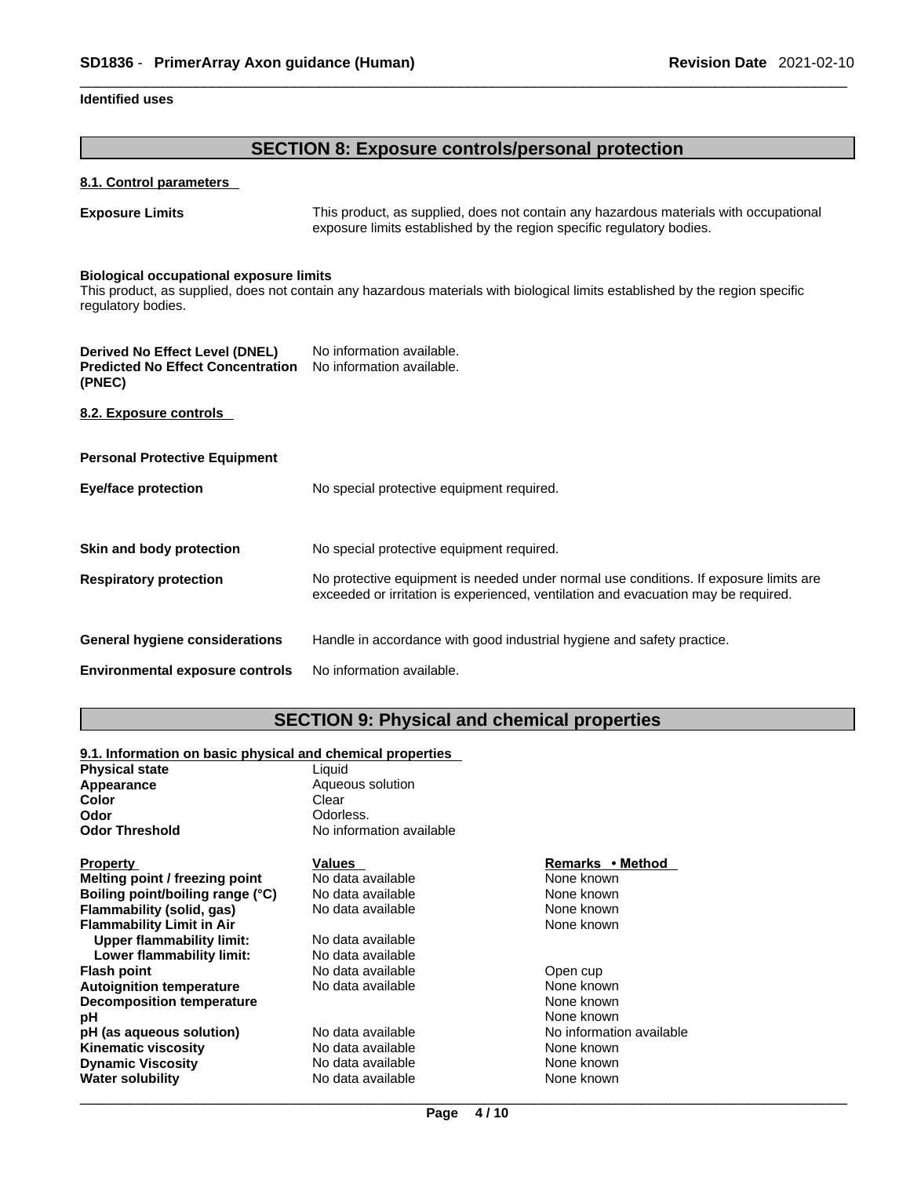**Identified uses**

## SECTION 8: Exposure controls/personal protection

### 8.1. Control parameters

**Exposure Limits** This product, as supplied, does not contain any hazardous materials with occupational exposure limits established by the region specific regulatory bodies.

**Biological occupational exposure limits**
This product, as supplied, does not contain any hazardous materials with biological limits established by the region specific regulatory bodies.

**Derived No Effect Level (DNEL)** No information available.
**Predicted No Effect Concentration (PNEC)** No information available.

### 8.2. Exposure controls

**Personal Protective Equipment**

**Eye/face protection** No special protective equipment required.

**Skin and body protection** No special protective equipment required.

**Respiratory protection** No protective equipment is needed under normal use conditions. If exposure limits are exceeded or irritation is experienced, ventilation and evacuation may be required.

**General hygiene considerations** Handle in accordance with good industrial hygiene and safety practice.

**Environmental exposure controls** No information available.

## SECTION 9: Physical and chemical properties

### 9.1. Information on basic physical and chemical properties

**Physical state** Liquid
**Appearance** Aqueous solution
**Color** Clear
**Odor** Odorless.
**Odor Threshold** No information available

| Property | Values | Remarks • Method |
|---|---|---|
| **Melting point / freezing point** | No data available | None known |
| **Boiling point/boiling range (°C)** | No data available | None known |
| **Flammability (solid, gas)** | No data available | None known |
| **Flammability Limit in Air** | | None known |
| **Upper flammability limit:** | No data available | |
| **Lower flammability limit:** | No data available | |
| **Flash point** | No data available | Open cup |
| **Autoignition temperature** | No data available | None known |
| **Decomposition temperature** | | None known |
| **pH** | | None known |
| **pH (as aqueous solution)** | No data available | No information available |
| **Kinematic viscosity** | No data available | None known |
| **Dynamic Viscosity** | No data available | None known |
| **Water solubility** | No data available | None known |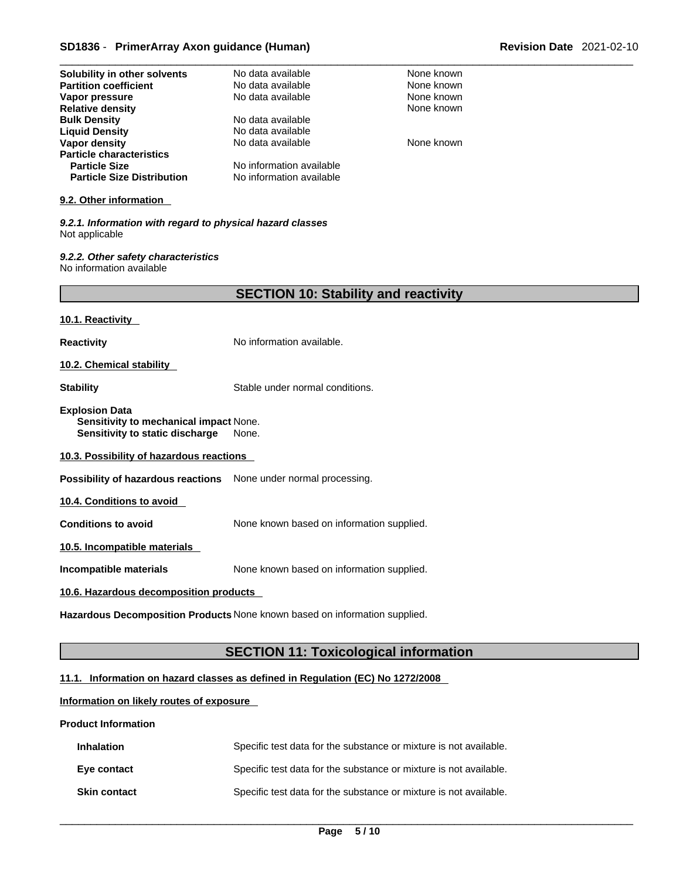| | | |
|---|---|---|
| **Solubility in other solvents** | No data available | None known |
| **Partition coefficient** | No data available | None known |
| **Vapor pressure** | No data available | None known |
| **Relative density** | | None known |
| **Bulk Density** | No data available | |
| **Liquid Density** | No data available | |
| **Vapor density** | No data available | None known |
| **Particle characteristics** | | |
| **Particle Size** | No information available | |
| **Particle Size Distribution** | No information available | |

**9.2. Other information**

***9.2.1. Information with regard to physical hazard classes***
Not applicable

***9.2.2. Other safety characteristics***
No information available

## SECTION 10: Stability and reactivity

**10.1. Reactivity**

**Reactivity** No information available.

**10.2. Chemical stability**

**Stability** Stable under normal conditions.

**Explosion Data**
**Sensitivity to mechanical impact** None.
**Sensitivity to static discharge** None.

**10.3. Possibility of hazardous reactions**

**Possibility of hazardous reactions** None under normal processing.

**10.4. Conditions to avoid**

**Conditions to avoid** None known based on information supplied.

**10.5. Incompatible materials**

**Incompatible materials** None known based on information supplied.

**10.6. Hazardous decomposition products**

**Hazardous Decomposition Products** None known based on information supplied.

## SECTION 11: Toxicological information

**11.1. Information on hazard classes as defined in Regulation (EC) No 1272/2008**

**Information on likely routes of exposure**

**Product Information**

**Inhalation** Specific test data for the substance or mixture is not available.

**Eye contact** Specific test data for the substance or mixture is not available.

**Skin contact** Specific test data for the substance or mixture is not available.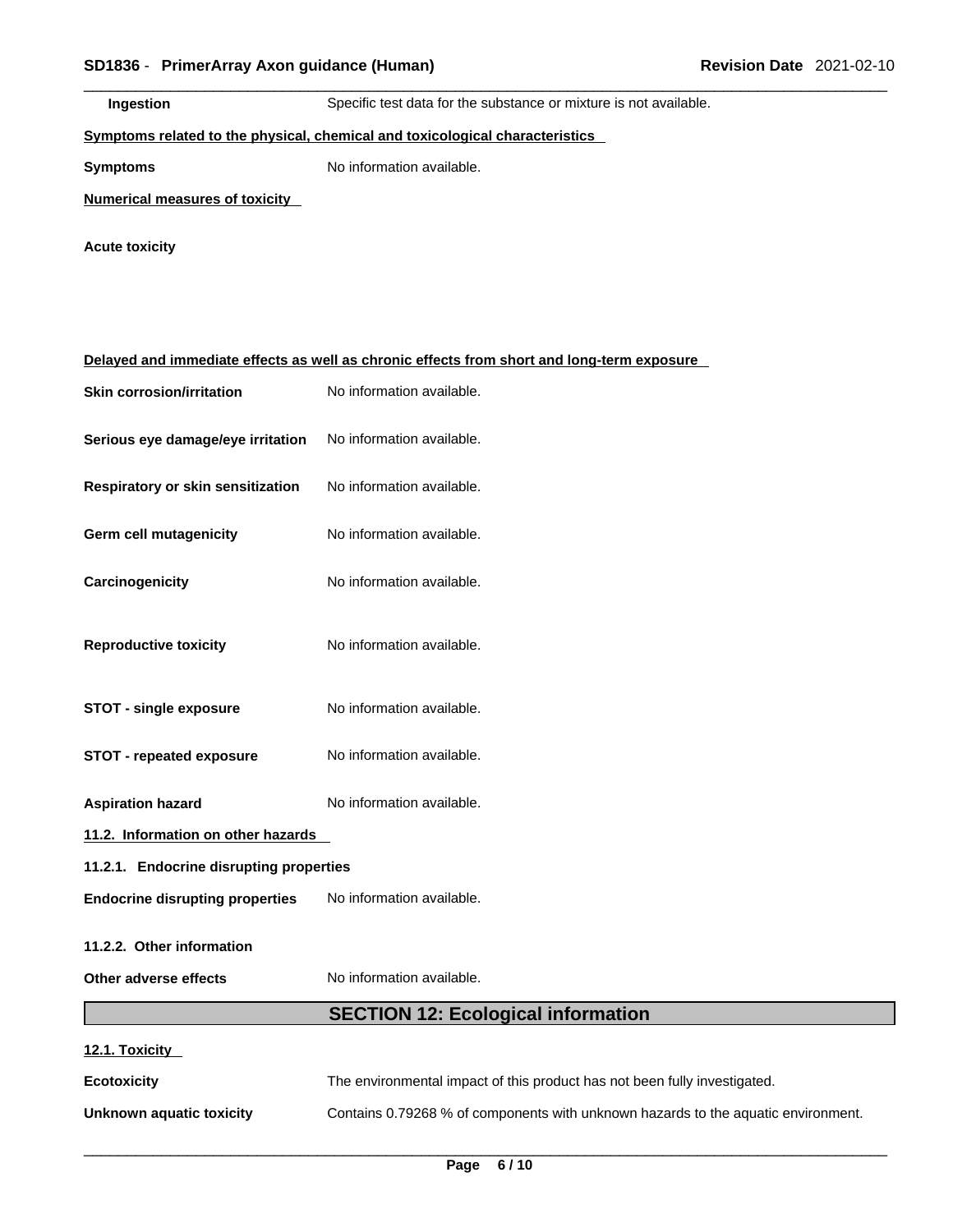**Ingestion** Specific test data for the substance or mixture is not available.

**Symptoms related to the physical, chemical and toxicological characteristics**

**Symptoms** No information available.

**Numerical measures of toxicity**

**Acute toxicity**

**Delayed and immediate effects as well as chronic effects from short and long-term exposure**

**Skin corrosion/irritation** No information available.

**Serious eye damage/eye irritation** No information available.

**Respiratory or skin sensitization** No information available.

**Germ cell mutagenicity** No information available.

**Carcinogenicity** No information available.

**Reproductive toxicity** No information available.

**STOT - single exposure** No information available.

**STOT - repeated exposure** No information available.

**Aspiration hazard** No information available.

**11.2. Information on other hazards**

**11.2.1. Endocrine disrupting properties**

**Endocrine disrupting properties** No information available.

**11.2.2. Other information**

**Other adverse effects** No information available.

## SECTION 12: Ecological information

**12.1. Toxicity**

**Ecotoxicity** The environmental impact of this product has not been fully investigated.

**Unknown aquatic toxicity** Contains 0.79268 % of components with unknown hazards to the aquatic environment.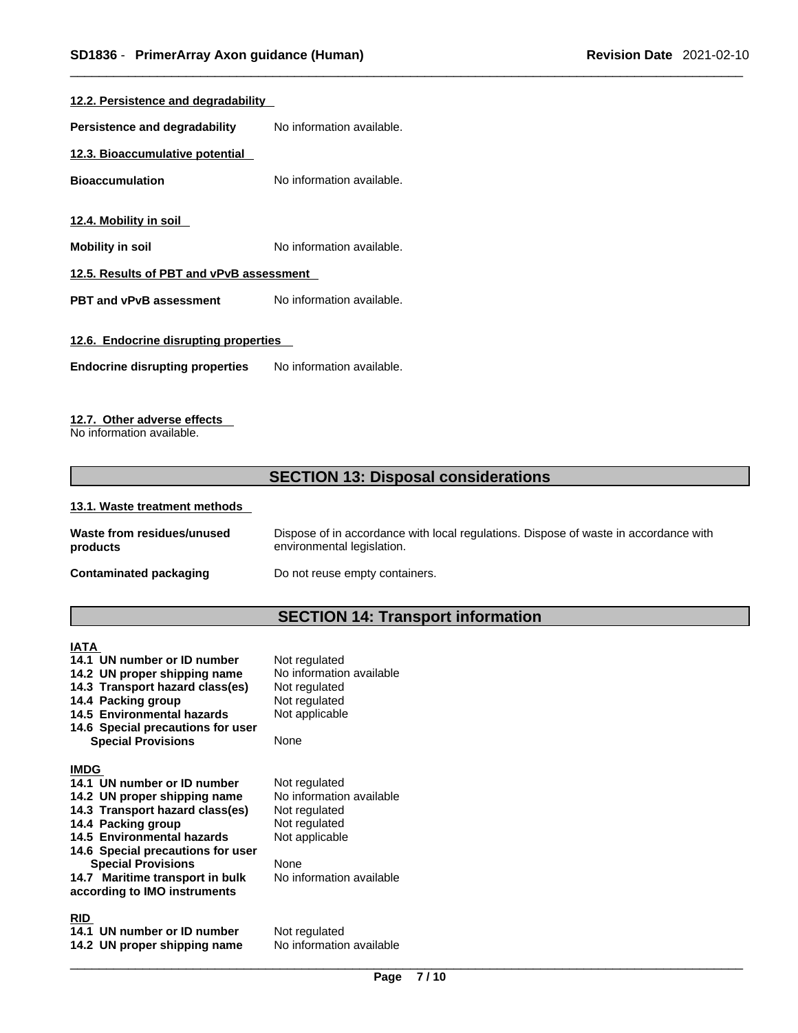### 12.2. Persistence and degradability

**Persistence and degradability** No information available.

### 12.3. Bioaccumulative potential

**Bioaccumulation** No information available.

### 12.4. Mobility in soil

**Mobility in soil** No information available.

### 12.5. Results of PBT and vPvB assessment

**PBT and vPvB assessment** No information available.

### 12.6. Endocrine disrupting properties

**Endocrine disrupting properties** No information available.

### 12.7. Other adverse effects

No information available.

## SECTION 13: Disposal considerations

### 13.1. Waste treatment methods

**Waste from residues/unused products** Dispose of in accordance with local regulations. Dispose of waste in accordance with environmental legislation.

**Contaminated packaging** Do not reuse empty containers.

## SECTION 14: Transport information

**IATA**

| | |
|---|---|
| **14.1 UN number or ID number** | Not regulated |
| **14.2 UN proper shipping name** | No information available |
| **14.3 Transport hazard class(es)** | Not regulated |
| **14.4 Packing group** | Not regulated |
| **14.5 Environmental hazards** | Not applicable |
| **14.6 Special precautions for user** | |
| **Special Provisions** | None |

**IMDG**

| | |
|---|---|
| **14.1 UN number or ID number** | Not regulated |
| **14.2 UN proper shipping name** | No information available |
| **14.3 Transport hazard class(es)** | Not regulated |
| **14.4 Packing group** | Not regulated |
| **14.5 Environmental hazards** | Not applicable |
| **14.6 Special precautions for user** | |
| **Special Provisions** | None |
| **14.7 Maritime transport in bulk according to IMO instruments** | No information available |

**RID**

| | |
|---|---|
| **14.1 UN number or ID number** | Not regulated |
| **14.2 UN proper shipping name** | No information available |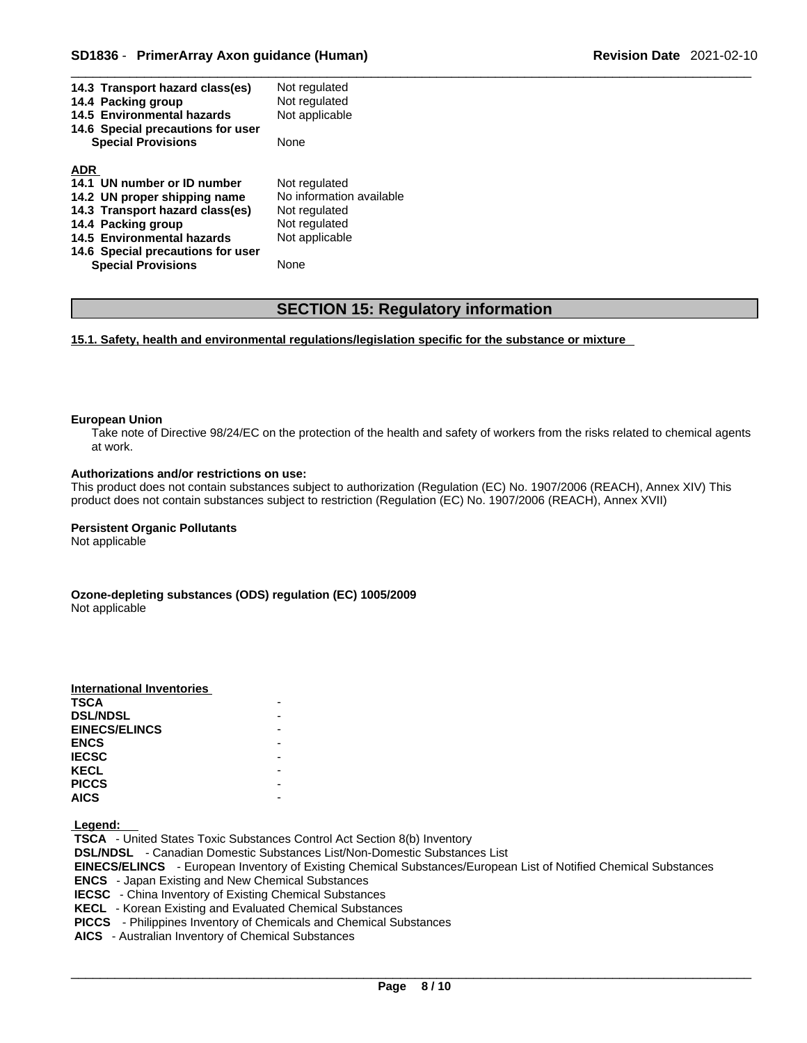| | |
|---|---|
| **14.3 Transport hazard class(es)** | Not regulated |
| **14.4 Packing group** | Not regulated |
| **14.5 Environmental hazards** | Not applicable |
| **14.6 Special precautions for user** | |
| **Special Provisions** | None |

**ADR**

| | |
|---|---|
| **14.1 UN number or ID number** | Not regulated |
| **14.2 UN proper shipping name** | No information available |
| **14.3 Transport hazard class(es)** | Not regulated |
| **14.4 Packing group** | Not regulated |
| **14.5 Environmental hazards** | Not applicable |
| **14.6 Special precautions for user** | |
| **Special Provisions** | None |

## SECTION 15: Regulatory information

**15.1. Safety, health and environmental regulations/legislation specific for the substance or mixture**

**European Union**

Take note of Directive 98/24/EC on the protection of the health and safety of workers from the risks related to chemical agents at work.

**Authorizations and/or restrictions on use:**

This product does not contain substances subject to authorization (Regulation (EC) No. 1907/2006 (REACH), Annex XIV) This product does not contain substances subject to restriction (Regulation (EC) No. 1907/2006 (REACH), Annex XVII)

**Persistent Organic Pollutants**

Not applicable

**Ozone-depleting substances (ODS) regulation (EC) 1005/2009**

Not applicable

**International Inventories**

| | |
|---|---|
| **TSCA** | - |
| **DSL/NDSL** | - |
| **EINECS/ELINCS** | - |
| **ENCS** | - |
| **IECSC** | - |
| **KECL** | - |
| **PICCS** | - |
| **AICS** | - |

**Legend:**

**TSCA** - United States Toxic Substances Control Act Section 8(b) Inventory
**DSL/NDSL** - Canadian Domestic Substances List/Non-Domestic Substances List
**EINECS/ELINCS** - European Inventory of Existing Chemical Substances/European List of Notified Chemical Substances
**ENCS** - Japan Existing and New Chemical Substances
**IECSC** - China Inventory of Existing Chemical Substances
**KECL** - Korean Existing and Evaluated Chemical Substances
**PICCS** - Philippines Inventory of Chemicals and Chemical Substances
**AICS** - Australian Inventory of Chemical Substances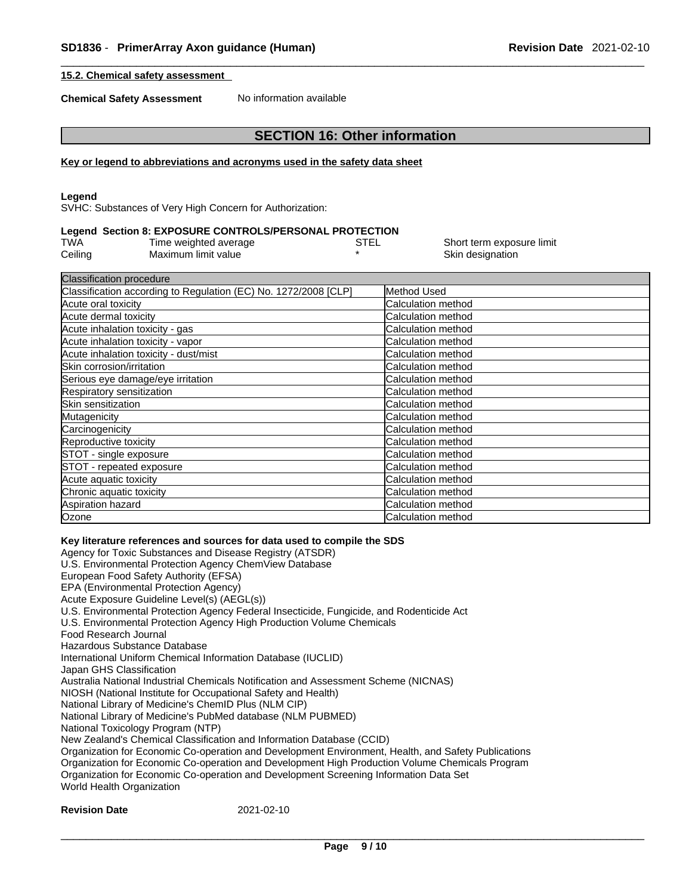### 15.2. Chemical safety assessment

**Chemical Safety Assessment** No information available

## SECTION 16: Other information

**Key or legend to abbreviations and acronyms used in the safety data sheet**

**Legend**
SVHC: Substances of Very High Concern for Authorization:

**Legend Section 8: EXPOSURE CONTROLS/PERSONAL PROTECTION**

| | | | |
|---|---|---|---|
| TWA | Time weighted average | STEL | Short term exposure limit |
| Ceiling | Maximum limit value | * | Skin designation |

| Classification procedure | |
|---|---|
| Classification according to Regulation (EC) No. 1272/2008 [CLP] | Method Used |
| Acute oral toxicity | Calculation method |
| Acute dermal toxicity | Calculation method |
| Acute inhalation toxicity - gas | Calculation method |
| Acute inhalation toxicity - vapor | Calculation method |
| Acute inhalation toxicity - dust/mist | Calculation method |
| Skin corrosion/irritation | Calculation method |
| Serious eye damage/eye irritation | Calculation method |
| Respiratory sensitization | Calculation method |
| Skin sensitization | Calculation method |
| Mutagenicity | Calculation method |
| Carcinogenicity | Calculation method |
| Reproductive toxicity | Calculation method |
| STOT - single exposure | Calculation method |
| STOT - repeated exposure | Calculation method |
| Acute aquatic toxicity | Calculation method |
| Chronic aquatic toxicity | Calculation method |
| Aspiration hazard | Calculation method |
| Ozone | Calculation method |

**Key literature references and sources for data used to compile the SDS**
Agency for Toxic Substances and Disease Registry (ATSDR)
U.S. Environmental Protection Agency ChemView Database
European Food Safety Authority (EFSA)
EPA (Environmental Protection Agency)
Acute Exposure Guideline Level(s) (AEGL(s))
U.S. Environmental Protection Agency Federal Insecticide, Fungicide, and Rodenticide Act
U.S. Environmental Protection Agency High Production Volume Chemicals
Food Research Journal
Hazardous Substance Database
International Uniform Chemical Information Database (IUCLID)
Japan GHS Classification
Australia National Industrial Chemicals Notification and Assessment Scheme (NICNAS)
NIOSH (National Institute for Occupational Safety and Health)
National Library of Medicine's ChemID Plus (NLM CIP)
National Library of Medicine's PubMed database (NLM PUBMED)
National Toxicology Program (NTP)
New Zealand's Chemical Classification and Information Database (CCID)
Organization for Economic Co-operation and Development Environment, Health, and Safety Publications
Organization for Economic Co-operation and Development High Production Volume Chemicals Program
Organization for Economic Co-operation and Development Screening Information Data Set
World Health Organization

**Revision Date** 2021-02-10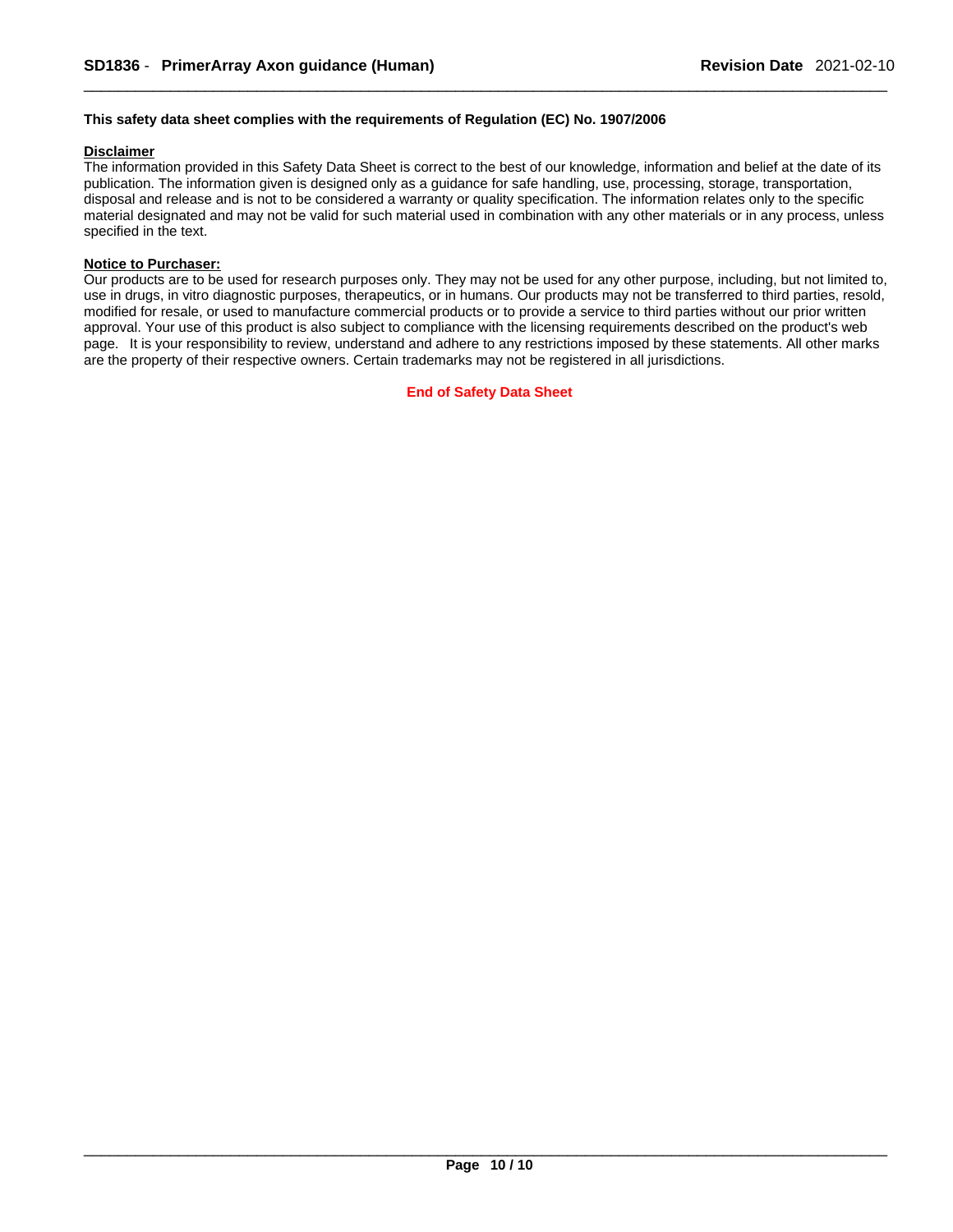**This safety data sheet complies with the requirements of Regulation (EC) No. 1907/2006**

**Disclaimer**

The information provided in this Safety Data Sheet is correct to the best of our knowledge, information and belief at the date of its publication. The information given is designed only as a guidance for safe handling, use, processing, storage, transportation, disposal and release and is not to be considered a warranty or quality specification. The information relates only to the specific material designated and may not be valid for such material used in combination with any other materials or in any process, unless specified in the text.

**Notice to Purchaser:**

Our products are to be used for research purposes only. They may not be used for any other purpose, including, but not limited to, use in drugs, in vitro diagnostic purposes, therapeutics, or in humans. Our products may not be transferred to third parties, resold, modified for resale, or used to manufacture commercial products or to provide a service to third parties without our prior written approval. Your use of this product is also subject to compliance with the licensing requirements described on the product's web page. It is your responsibility to review, understand and adhere to any restrictions imposed by these statements. All other marks are the property of their respective owners. Certain trademarks may not be registered in all jurisdictions.

**End of Safety Data Sheet**